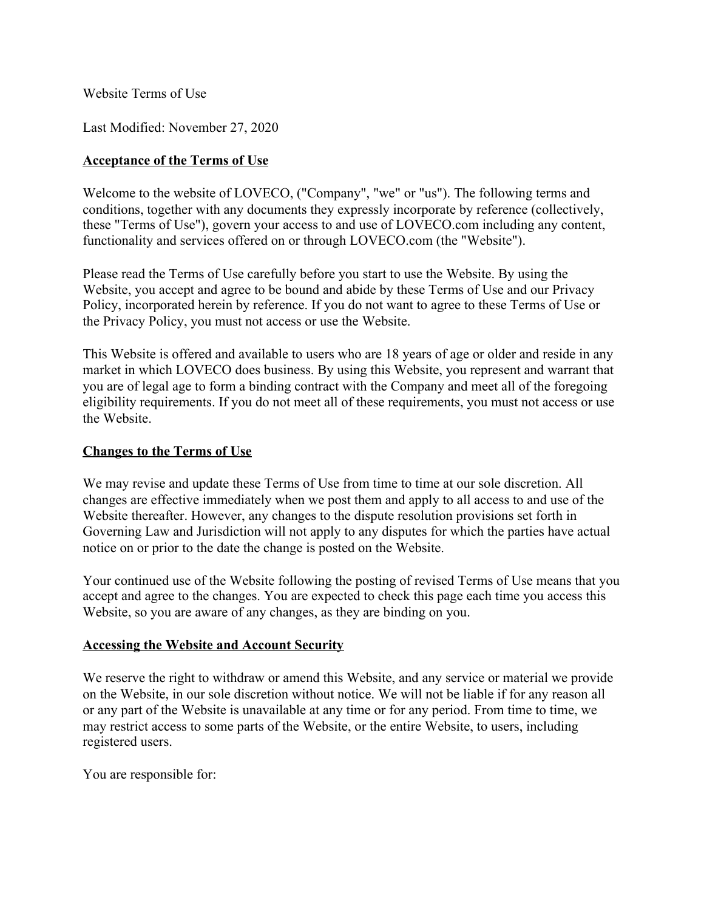Website Terms of Use

Last Modified: November 27, 2020

## Acceptance of the Terms of Use

Welcome to the website of LOVECO, ("Company", "we" or "us"). The following terms and conditions, together with any documents they expressly incorporate by reference (collectively, these "Terms of Use"), govern your access to and use of LOVECO.com including any content, functionality and services offered on or through LOVECO.com (the "Website").

Please read the Terms of Use carefully before you start to use the Website. By using the Website, you accept and agree to be bound and abide by these Terms of Use and our Privacy Policy, incorporated herein by reference. If you do not want to agree to these Terms of Use or the Privacy Policy, you must not access or use the Website.

This Website is offered and available to users who are 18 years of age or older and reside in any market in which LOVECO does business. By using this Website, you represent and warrant that you are of legal age to form a binding contract with the Company and meet all of the foregoing eligibility requirements. If you do not meet all of these requirements, you must not access or use the Website.

## Changes to the Terms of Use

We may revise and update these Terms of Use from time to time at our sole discretion. All changes are effective immediately when we post them and apply to all access to and use of the Website thereafter. However, any changes to the dispute resolution provisions set forth in Governing Law and Jurisdiction will not apply to any disputes for which the parties have actual notice on or prior to the date the change is posted on the Website.

Your continued use of the Website following the posting of revised Terms of Use means that you accept and agree to the changes. You are expected to check this page each time you access this Website, so you are aware of any changes, as they are binding on you.

## Accessing the Website and Account Security

We reserve the right to withdraw or amend this Website, and any service or material we provide on the Website, in our sole discretion without notice. We will not be liable if for any reason all or any part of the Website is unavailable at any time or for any period. From time to time, we may restrict access to some parts of the Website, or the entire Website, to users, including registered users.

You are responsible for: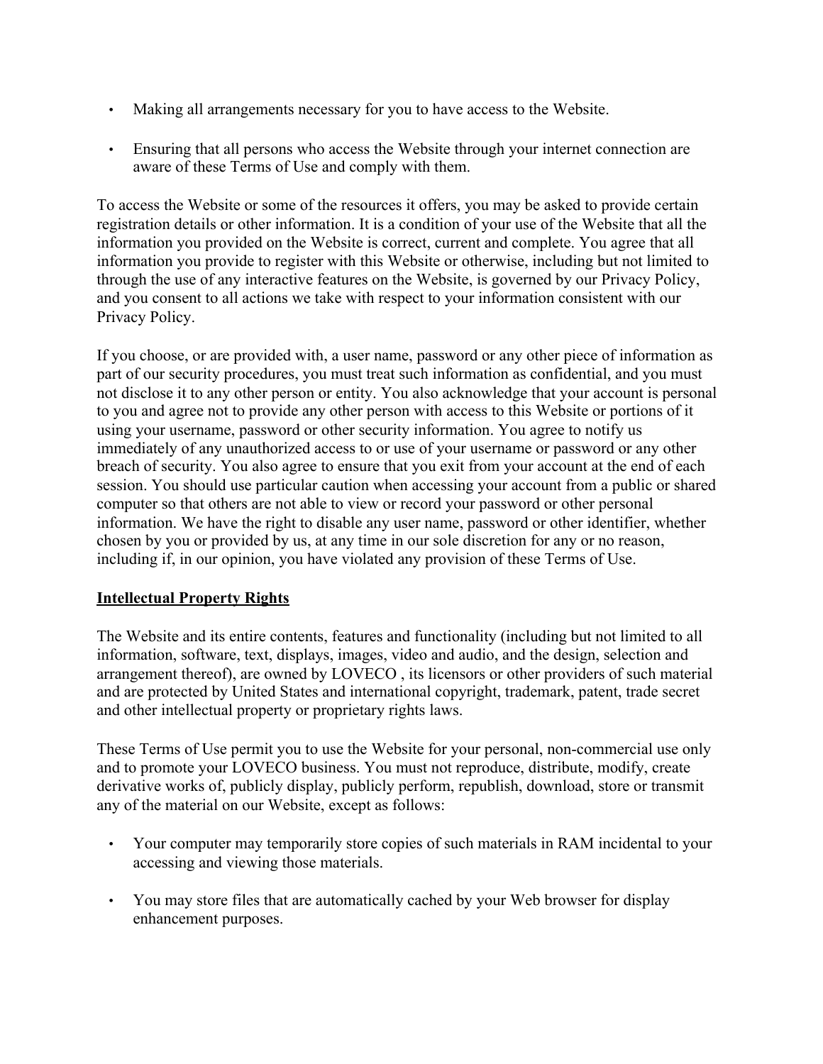- Making all arrangements necessary for you to have access to the Website.
- Ensuring that all persons who access the Website through your internet connection are aware of these Terms of Use and comply with them.

To access the Website or some of the resources it offers, you may be asked to provide certain registration details or other information. It is a condition of your use of the Website that all the information you provided on the Website is correct, current and complete. You agree that all information you provide to register with this Website or otherwise, including but not limited to through the use of any interactive features on the Website, is governed by our Privacy Policy, and you consent to all actions we take with respect to your information consistent with our Privacy Policy.

If you choose, or are provided with, a user name, password or any other piece of information as part of our security procedures, you must treat such information as confidential, and you must not disclose it to any other person or entity. You also acknowledge that your account is personal to you and agree not to provide any other person with access to this Website or portions of it using your username, password or other security information. You agree to notify us immediately of any unauthorized access to or use of your username or password or any other breach of security. You also agree to ensure that you exit from your account at the end of each session. You should use particular caution when accessing your account from a public or shared computer so that others are not able to view or record your password or other personal information. We have the right to disable any user name, password or other identifier, whether chosen by you or provided by us, at any time in our sole discretion for any or no reason, including if, in our opinion, you have violated any provision of these Terms of Use.

## Intellectual Property Rights

The Website and its entire contents, features and functionality (including but not limited to all information, software, text, displays, images, video and audio, and the design, selection and arrangement thereof), are owned by LOVECO , its licensors or other providers of such material and are protected by United States and international copyright, trademark, patent, trade secret and other intellectual property or proprietary rights laws.

These Terms of Use permit you to use the Website for your personal, non-commercial use only and to promote your LOVECO business. You must not reproduce, distribute, modify, create derivative works of, publicly display, publicly perform, republish, download, store or transmit any of the material on our Website, except as follows:

- Your computer may temporarily store copies of such materials in RAM incidental to your accessing and viewing those materials.
- You may store files that are automatically cached by your Web browser for display enhancement purposes.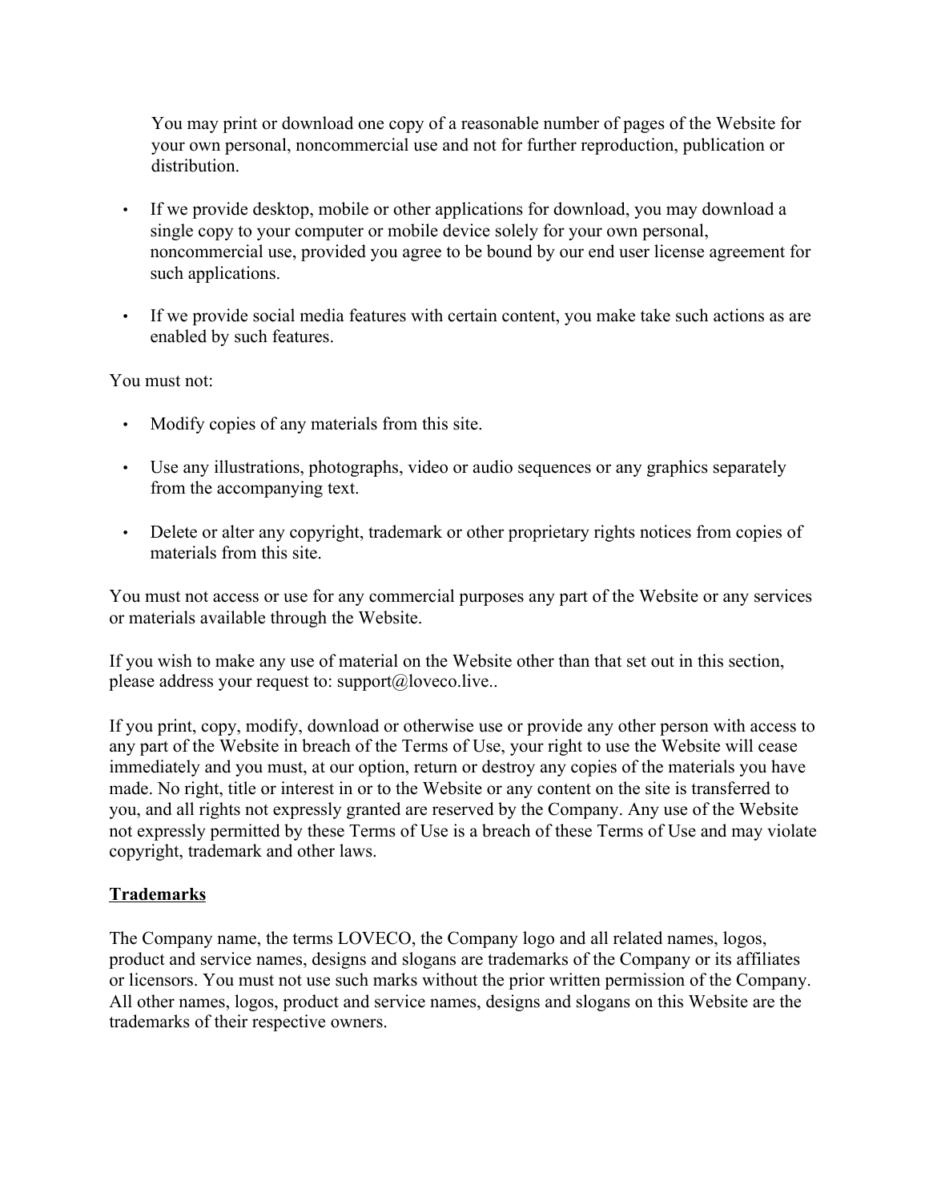You may print or download one copy of a reasonable number of pages of the Website for your own personal, noncommercial use and not for further reproduction, publication or distribution.

- If we provide desktop, mobile or other applications for download, you may download a single copy to your computer or mobile device solely for your own personal, noncommercial use, provided you agree to be bound by our end user license agreement for such applications.
- If we provide social media features with certain content, you make take such actions as are enabled by such features.

You must not:

- Modify copies of any materials from this site.
- Use any illustrations, photographs, video or audio sequences or any graphics separately from the accompanying text.
- Delete or alter any copyright, trademark or other proprietary rights notices from copies of materials from this site.

You must not access or use for any commercial purposes any part of the Website or any services or materials available through the Website.

If you wish to make any use of material on the Website other than that set out in this section, please address your request to: support@loveco.live..

If you print, copy, modify, download or otherwise use or provide any other person with access to any part of the Website in breach of the Terms of Use, your right to use the Website will cease immediately and you must, at our option, return or destroy any copies of the materials you have made. No right, title or interest in or to the Website or any content on the site is transferred to you, and all rights not expressly granted are reserved by the Company. Any use of the Website not expressly permitted by these Terms of Use is a breach of these Terms of Use and may violate copyright, trademark and other laws.

**Trademarks**

The Company name, the terms LOVECO, the Company logo and all related names, logos, product and service names, designs and slogans are trademarks of the Company or its affiliates or licensors. You must not use such marks without the prior written permission of the Company. All other names, logos, product and service names, designs and slogans on this Website are the trademarks of their respective owners.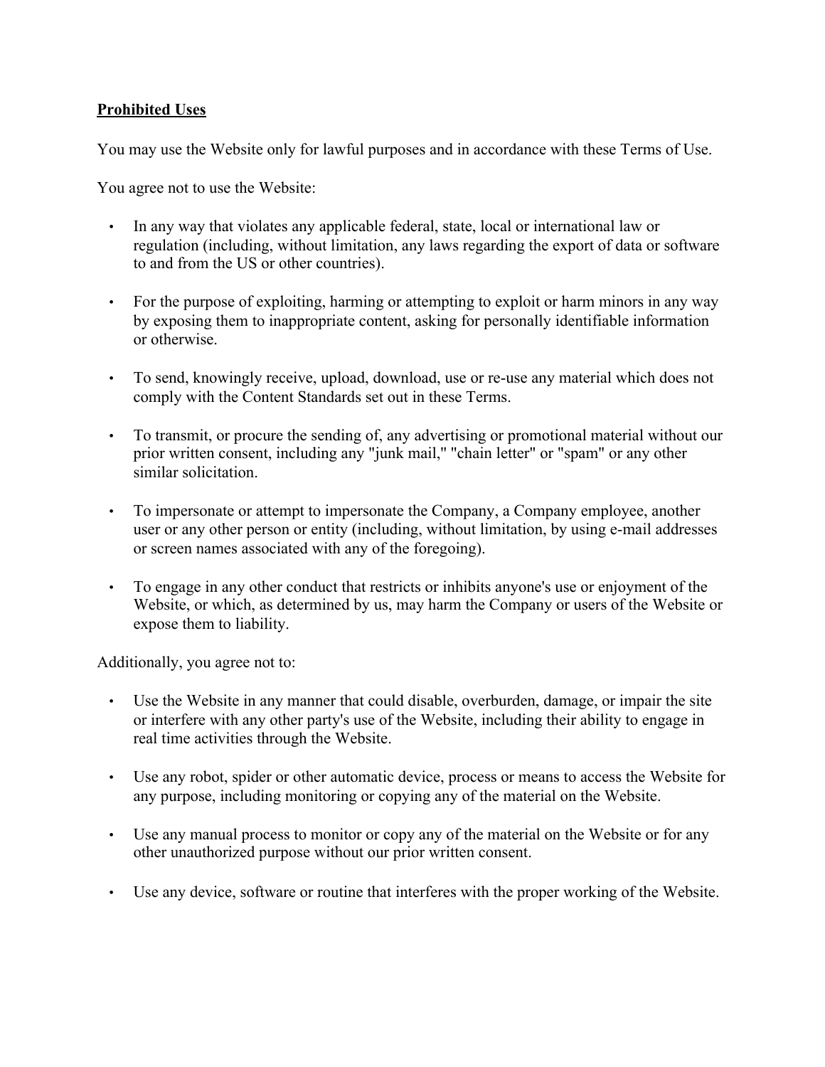**Prohibited Uses**

You may use the Website only for lawful purposes and in accordance with these Terms of Use.

You agree not to use the Website:

- In any way that violates any applicable federal, state, local or international law or regulation (including, without limitation, any laws regarding the export of data or software to and from the US or other countries).

- For the purpose of exploiting, harming or attempting to exploit or harm minors in any way by exposing them to inappropriate content, asking for personally identifiable information or otherwise.

- To send, knowingly receive, upload, download, use or re-use any material which does not comply with the Content Standards set out in these Terms.

- To transmit, or procure the sending of, any advertising or promotional material without our prior written consent, including any "junk mail," "chain letter" or "spam" or any other similar solicitation.

- To impersonate or attempt to impersonate the Company, a Company employee, another user or any other person or entity (including, without limitation, by using e-mail addresses or screen names associated with any of the foregoing).

- To engage in any other conduct that restricts or inhibits anyone's use or enjoyment of the Website, or which, as determined by us, may harm the Company or users of the Website or expose them to liability.

Additionally, you agree not to:

- Use the Website in any manner that could disable, overburden, damage, or impair the site or interfere with any other party's use of the Website, including their ability to engage in real time activities through the Website.

- Use any robot, spider or other automatic device, process or means to access the Website for any purpose, including monitoring or copying any of the material on the Website.

- Use any manual process to monitor or copy any of the material on the Website or for any other unauthorized purpose without our prior written consent.

- Use any device, software or routine that interferes with the proper working of the Website.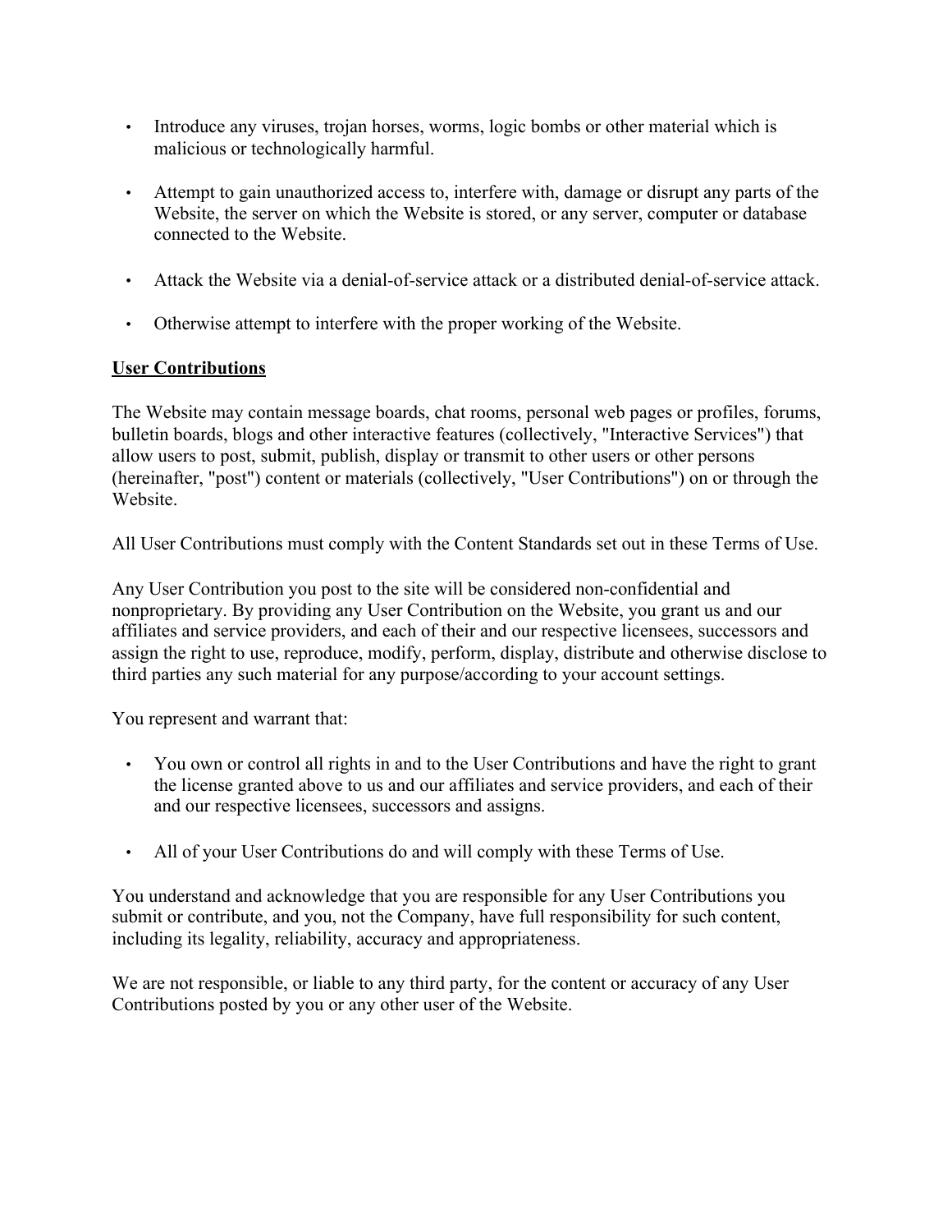- Introduce any viruses, trojan horses, worms, logic bombs or other material which is malicious or technologically harmful.

- Attempt to gain unauthorized access to, interfere with, damage or disrupt any parts of the Website, the server on which the Website is stored, or any server, computer or database connected to the Website.

- Attack the Website via a denial-of-service attack or a distributed denial-of-service attack.

- Otherwise attempt to interfere with the proper working of the Website.

**<u>User Contributions</u>**

The Website may contain message boards, chat rooms, personal web pages or profiles, forums, bulletin boards, blogs and other interactive features (collectively, "Interactive Services") that allow users to post, submit, publish, display or transmit to other users or other persons (hereinafter, "post") content or materials (collectively, "User Contributions") on or through the Website.

All User Contributions must comply with the Content Standards set out in these Terms of Use.

Any User Contribution you post to the site will be considered non-confidential and nonproprietary. By providing any User Contribution on the Website, you grant us and our affiliates and service providers, and each of their and our respective licensees, successors and assign the right to use, reproduce, modify, perform, display, distribute and otherwise disclose to third parties any such material for any purpose/according to your account settings.

You represent and warrant that:

- You own or control all rights in and to the User Contributions and have the right to grant the license granted above to us and our affiliates and service providers, and each of their and our respective licensees, successors and assigns.

- All of your User Contributions do and will comply with these Terms of Use.

You understand and acknowledge that you are responsible for any User Contributions you submit or contribute, and you, not the Company, have full responsibility for such content, including its legality, reliability, accuracy and appropriateness.

We are not responsible, or liable to any third party, for the content or accuracy of any User Contributions posted by you or any other user of the Website.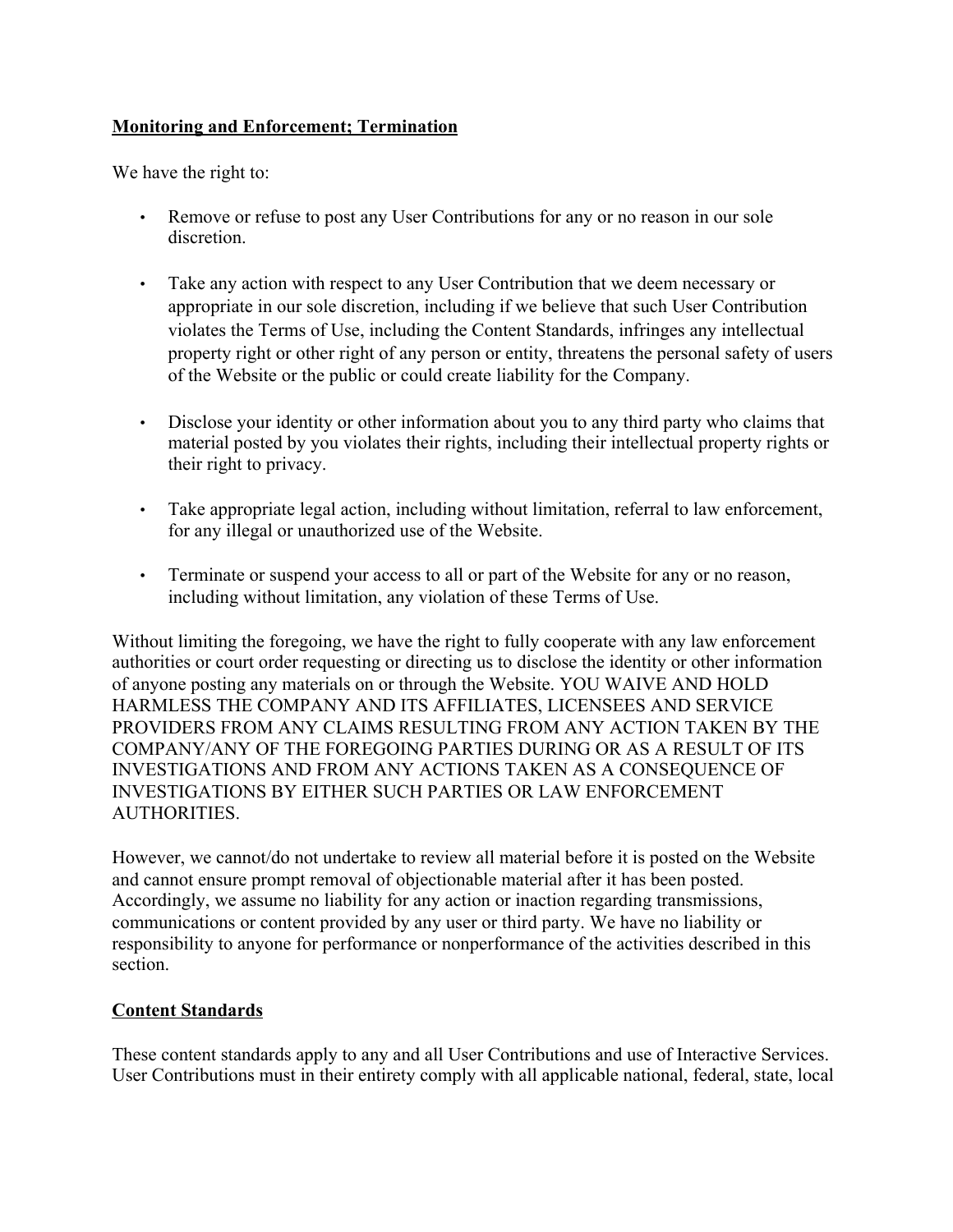**Monitoring and Enforcement; Termination**

We have the right to:

- Remove or refuse to post any User Contributions for any or no reason in our sole discretion.
- Take any action with respect to any User Contribution that we deem necessary or appropriate in our sole discretion, including if we believe that such User Contribution violates the Terms of Use, including the Content Standards, infringes any intellectual property right or other right of any person or entity, threatens the personal safety of users of the Website or the public or could create liability for the Company.
- Disclose your identity or other information about you to any third party who claims that material posted by you violates their rights, including their intellectual property rights or their right to privacy.
- Take appropriate legal action, including without limitation, referral to law enforcement, for any illegal or unauthorized use of the Website.
- Terminate or suspend your access to all or part of the Website for any or no reason, including without limitation, any violation of these Terms of Use.

Without limiting the foregoing, we have the right to fully cooperate with any law enforcement authorities or court order requesting or directing us to disclose the identity or other information of anyone posting any materials on or through the Website. YOU WAIVE AND HOLD HARMLESS THE COMPANY AND ITS AFFILIATES, LICENSEES AND SERVICE PROVIDERS FROM ANY CLAIMS RESULTING FROM ANY ACTION TAKEN BY THE COMPANY/ANY OF THE FOREGOING PARTIES DURING OR AS A RESULT OF ITS INVESTIGATIONS AND FROM ANY ACTIONS TAKEN AS A CONSEQUENCE OF INVESTIGATIONS BY EITHER SUCH PARTIES OR LAW ENFORCEMENT AUTHORITIES.

However, we cannot/do not undertake to review all material before it is posted on the Website and cannot ensure prompt removal of objectionable material after it has been posted. Accordingly, we assume no liability for any action or inaction regarding transmissions, communications or content provided by any user or third party. We have no liability or responsibility to anyone for performance or nonperformance of the activities described in this section.

**Content Standards**

These content standards apply to any and all User Contributions and use of Interactive Services. User Contributions must in their entirety comply with all applicable national, federal, state, local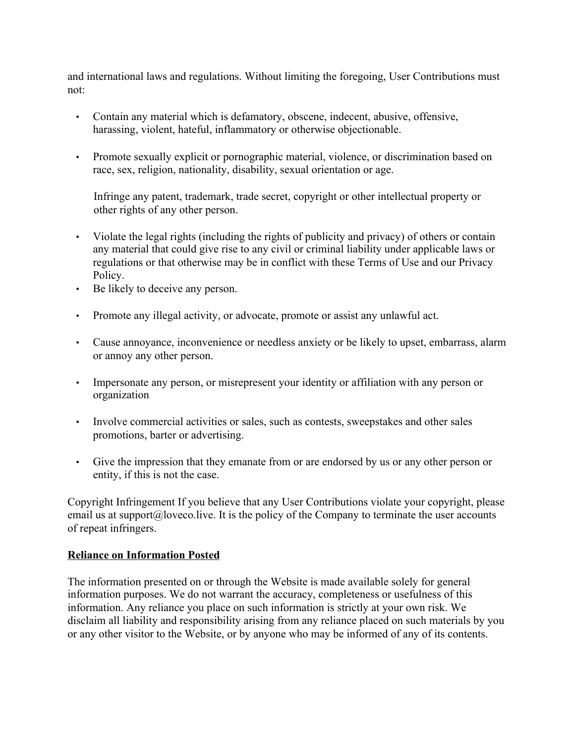and international laws and regulations. Without limiting the foregoing, User Contributions must not:

- Contain any material which is defamatory, obscene, indecent, abusive, offensive, harassing, violent, hateful, inflammatory or otherwise objectionable.

- Promote sexually explicit or pornographic material, violence, or discrimination based on race, sex, religion, nationality, disability, sexual orientation or age.

  Infringe any patent, trademark, trade secret, copyright or other intellectual property or other rights of any other person.

- Violate the legal rights (including the rights of publicity and privacy) of others or contain any material that could give rise to any civil or criminal liability under applicable laws or regulations or that otherwise may be in conflict with these Terms of Use and our Privacy Policy.
- Be likely to deceive any person.

- Promote any illegal activity, or advocate, promote or assist any unlawful act.

- Cause annoyance, inconvenience or needless anxiety or be likely to upset, embarrass, alarm or annoy any other person.

- Impersonate any person, or misrepresent your identity or affiliation with any person or organization

- Involve commercial activities or sales, such as contests, sweepstakes and other sales promotions, barter or advertising.

- Give the impression that they emanate from or are endorsed by us or any other person or entity, if this is not the case.

Copyright Infringement If you believe that any User Contributions violate your copyright, please email us at support@loveco.live. It is the policy of the Company to terminate the user accounts of repeat infringers.

**Reliance on Information Posted**

The information presented on or through the Website is made available solely for general information purposes. We do not warrant the accuracy, completeness or usefulness of this information. Any reliance you place on such information is strictly at your own risk. We disclaim all liability and responsibility arising from any reliance placed on such materials by you or any other visitor to the Website, or by anyone who may be informed of any of its contents.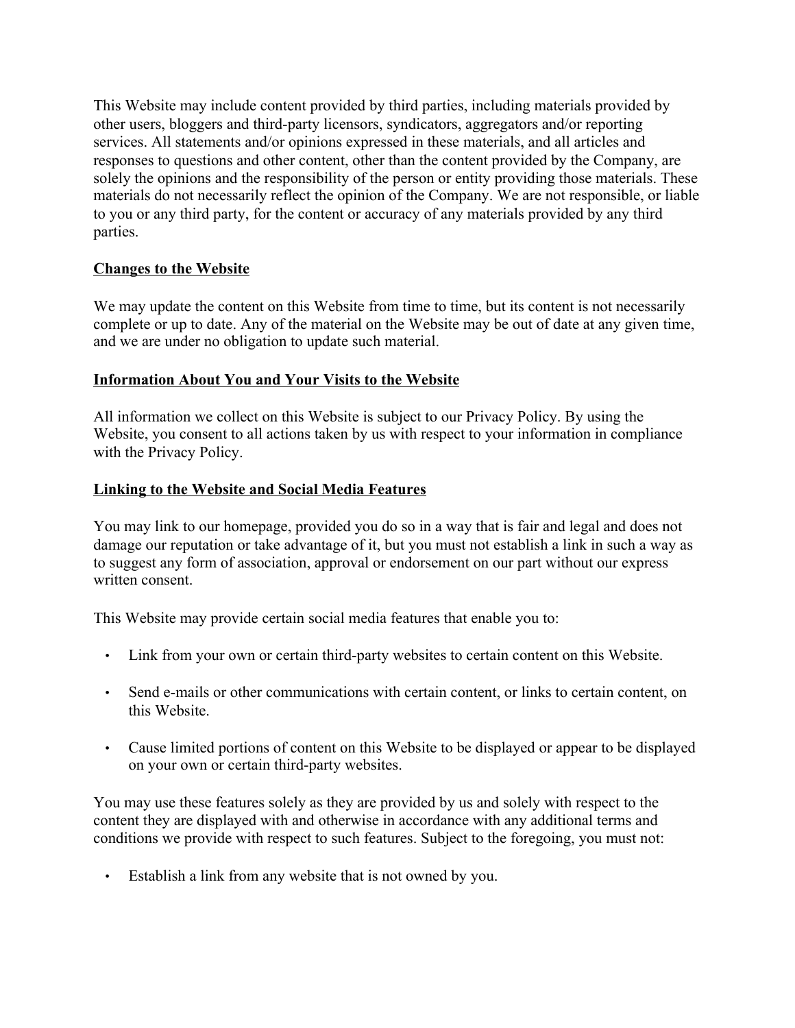This Website may include content provided by third parties, including materials provided by other users, bloggers and third-party licensors, syndicators, aggregators and/or reporting services. All statements and/or opinions expressed in these materials, and all articles and responses to questions and other content, other than the content provided by the Company, are solely the opinions and the responsibility of the person or entity providing those materials. These materials do not necessarily reflect the opinion of the Company. We are not responsible, or liable to you or any third party, for the content or accuracy of any materials provided by any third parties.

**Changes to the Website**

We may update the content on this Website from time to time, but its content is not necessarily complete or up to date. Any of the material on the Website may be out of date at any given time, and we are under no obligation to update such material.

**Information About You and Your Visits to the Website**

All information we collect on this Website is subject to our Privacy Policy. By using the Website, you consent to all actions taken by us with respect to your information in compliance with the Privacy Policy.

**Linking to the Website and Social Media Features**

You may link to our homepage, provided you do so in a way that is fair and legal and does not damage our reputation or take advantage of it, but you must not establish a link in such a way as to suggest any form of association, approval or endorsement on our part without our express written consent.

This Website may provide certain social media features that enable you to:

- Link from your own or certain third-party websites to certain content on this Website.
- Send e-mails or other communications with certain content, or links to certain content, on this Website.
- Cause limited portions of content on this Website to be displayed or appear to be displayed on your own or certain third-party websites.

You may use these features solely as they are provided by us and solely with respect to the content they are displayed with and otherwise in accordance with any additional terms and conditions we provide with respect to such features. Subject to the foregoing, you must not:

- Establish a link from any website that is not owned by you.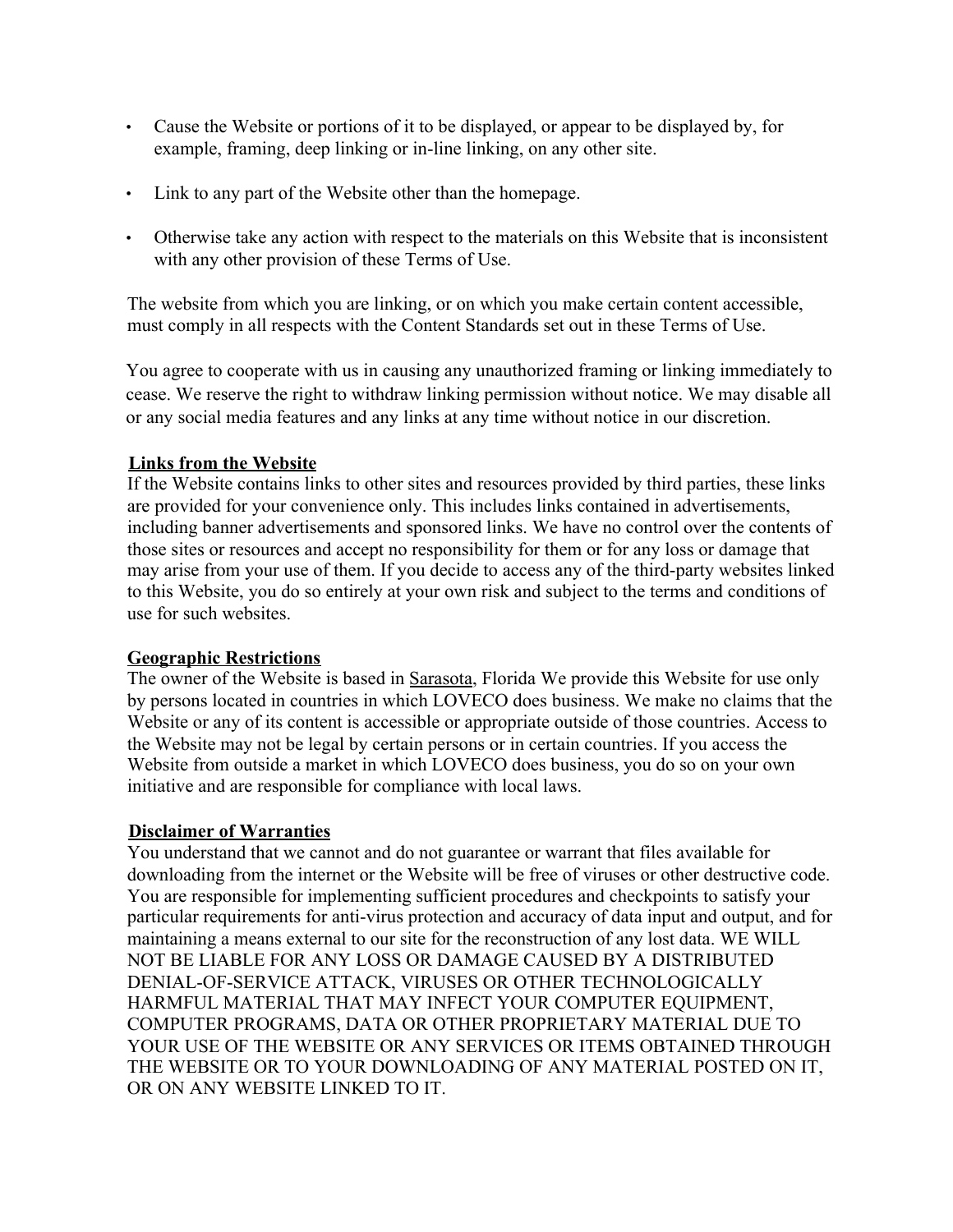- Cause the Website or portions of it to be displayed, or appear to be displayed by, for example, framing, deep linking or in-line linking, on any other site.

- Link to any part of the Website other than the homepage.

- Otherwise take any action with respect to the materials on this Website that is inconsistent with any other provision of these Terms of Use.

The website from which you are linking, or on which you make certain content accessible, must comply in all respects with the Content Standards set out in these Terms of Use.

You agree to cooperate with us in causing any unauthorized framing or linking immediately to cease. We reserve the right to withdraw linking permission without notice. We may disable all or any social media features and any links at any time without notice in our discretion.

**Links from the Website**

If the Website contains links to other sites and resources provided by third parties, these links are provided for your convenience only. This includes links contained in advertisements, including banner advertisements and sponsored links. We have no control over the contents of those sites or resources and accept no responsibility for them or for any loss or damage that may arise from your use of them. If you decide to access any of the third-party websites linked to this Website, you do so entirely at your own risk and subject to the terms and conditions of use for such websites.

**Geographic Restrictions**

The owner of the Website is based in Sarasota, Florida We provide this Website for use only by persons located in countries in which LOVECO does business. We make no claims that the Website or any of its content is accessible or appropriate outside of those countries. Access to the Website may not be legal by certain persons or in certain countries. If you access the Website from outside a market in which LOVECO does business, you do so on your own initiative and are responsible for compliance with local laws.

**Disclaimer of Warranties**

You understand that we cannot and do not guarantee or warrant that files available for downloading from the internet or the Website will be free of viruses or other destructive code. You are responsible for implementing sufficient procedures and checkpoints to satisfy your particular requirements for anti-virus protection and accuracy of data input and output, and for maintaining a means external to our site for the reconstruction of any lost data. WE WILL NOT BE LIABLE FOR ANY LOSS OR DAMAGE CAUSED BY A DISTRIBUTED DENIAL-OF-SERVICE ATTACK, VIRUSES OR OTHER TECHNOLOGICALLY HARMFUL MATERIAL THAT MAY INFECT YOUR COMPUTER EQUIPMENT, COMPUTER PROGRAMS, DATA OR OTHER PROPRIETARY MATERIAL DUE TO YOUR USE OF THE WEBSITE OR ANY SERVICES OR ITEMS OBTAINED THROUGH THE WEBSITE OR TO YOUR DOWNLOADING OF ANY MATERIAL POSTED ON IT, OR ON ANY WEBSITE LINKED TO IT.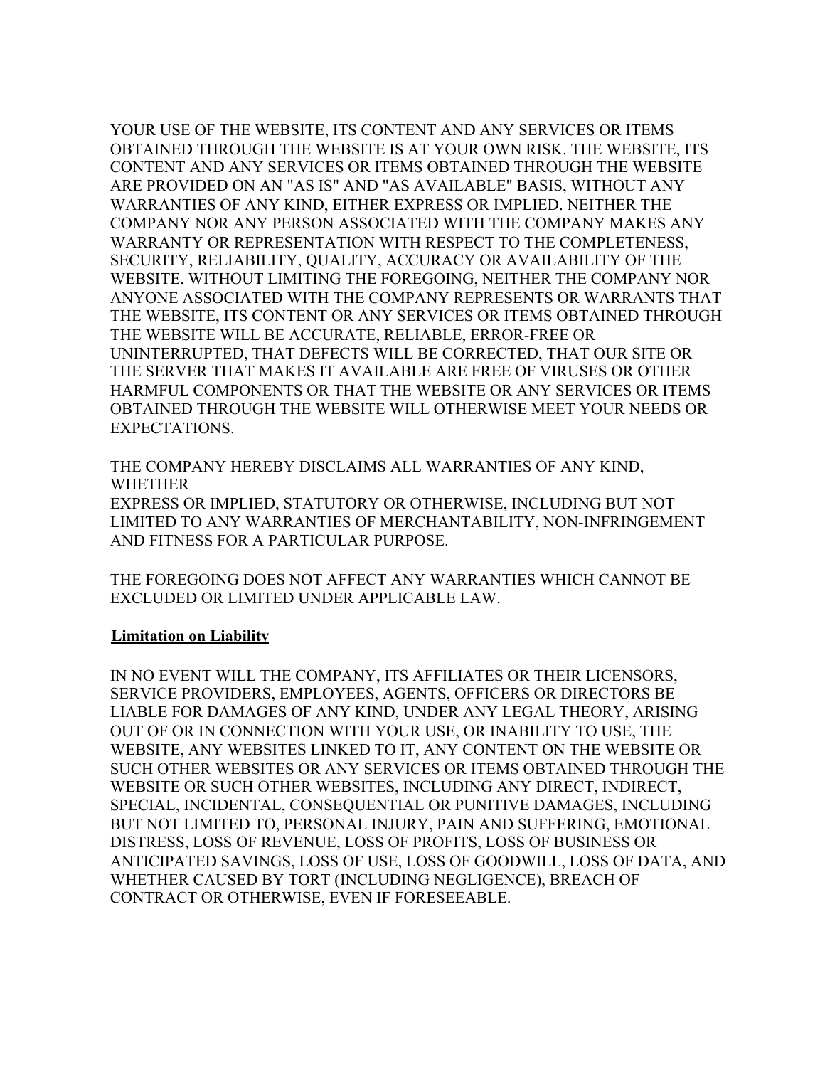YOUR USE OF THE WEBSITE, ITS CONTENT AND ANY SERVICES OR ITEMS OBTAINED THROUGH THE WEBSITE IS AT YOUR OWN RISK. THE WEBSITE, ITS CONTENT AND ANY SERVICES OR ITEMS OBTAINED THROUGH THE WEBSITE ARE PROVIDED ON AN "AS IS" AND "AS AVAILABLE" BASIS, WITHOUT ANY WARRANTIES OF ANY KIND, EITHER EXPRESS OR IMPLIED. NEITHER THE COMPANY NOR ANY PERSON ASSOCIATED WITH THE COMPANY MAKES ANY WARRANTY OR REPRESENTATION WITH RESPECT TO THE COMPLETENESS, SECURITY, RELIABILITY, QUALITY, ACCURACY OR AVAILABILITY OF THE WEBSITE. WITHOUT LIMITING THE FOREGOING, NEITHER THE COMPANY NOR ANYONE ASSOCIATED WITH THE COMPANY REPRESENTS OR WARRANTS THAT THE WEBSITE, ITS CONTENT OR ANY SERVICES OR ITEMS OBTAINED THROUGH THE WEBSITE WILL BE ACCURATE, RELIABLE, ERROR-FREE OR UNINTERRUPTED, THAT DEFECTS WILL BE CORRECTED, THAT OUR SITE OR THE SERVER THAT MAKES IT AVAILABLE ARE FREE OF VIRUSES OR OTHER HARMFUL COMPONENTS OR THAT THE WEBSITE OR ANY SERVICES OR ITEMS OBTAINED THROUGH THE WEBSITE WILL OTHERWISE MEET YOUR NEEDS OR EXPECTATIONS.

THE COMPANY HEREBY DISCLAIMS ALL WARRANTIES OF ANY KIND, WHETHER
EXPRESS OR IMPLIED, STATUTORY OR OTHERWISE, INCLUDING BUT NOT LIMITED TO ANY WARRANTIES OF MERCHANTABILITY, NON-INFRINGEMENT AND FITNESS FOR A PARTICULAR PURPOSE.

THE FOREGOING DOES NOT AFFECT ANY WARRANTIES WHICH CANNOT BE EXCLUDED OR LIMITED UNDER APPLICABLE LAW.

**Limitation on Liability**

IN NO EVENT WILL THE COMPANY, ITS AFFILIATES OR THEIR LICENSORS, SERVICE PROVIDERS, EMPLOYEES, AGENTS, OFFICERS OR DIRECTORS BE LIABLE FOR DAMAGES OF ANY KIND, UNDER ANY LEGAL THEORY, ARISING OUT OF OR IN CONNECTION WITH YOUR USE, OR INABILITY TO USE, THE WEBSITE, ANY WEBSITES LINKED TO IT, ANY CONTENT ON THE WEBSITE OR SUCH OTHER WEBSITES OR ANY SERVICES OR ITEMS OBTAINED THROUGH THE WEBSITE OR SUCH OTHER WEBSITES, INCLUDING ANY DIRECT, INDIRECT, SPECIAL, INCIDENTAL, CONSEQUENTIAL OR PUNITIVE DAMAGES, INCLUDING BUT NOT LIMITED TO, PERSONAL INJURY, PAIN AND SUFFERING, EMOTIONAL DISTRESS, LOSS OF REVENUE, LOSS OF PROFITS, LOSS OF BUSINESS OR ANTICIPATED SAVINGS, LOSS OF USE, LOSS OF GOODWILL, LOSS OF DATA, AND WHETHER CAUSED BY TORT (INCLUDING NEGLIGENCE), BREACH OF CONTRACT OR OTHERWISE, EVEN IF FORESEEABLE.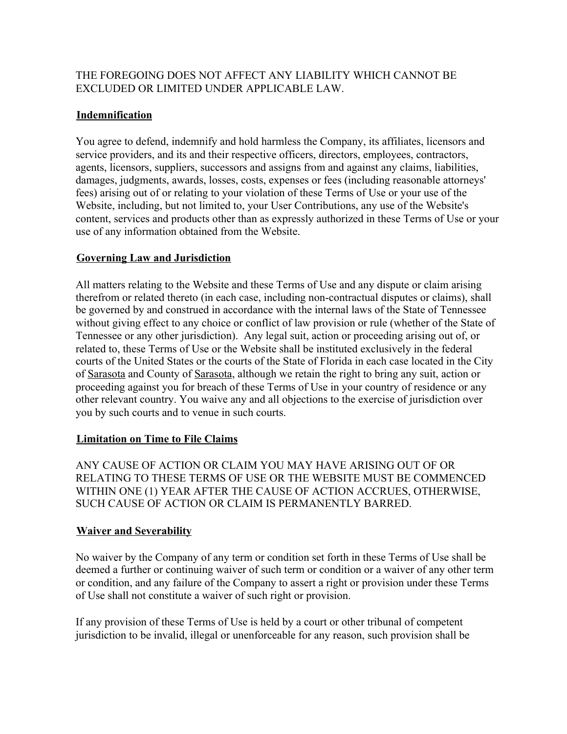THE FOREGOING DOES NOT AFFECT ANY LIABILITY WHICH CANNOT BE EXCLUDED OR LIMITED UNDER APPLICABLE LAW.

## Indemnification

You agree to defend, indemnify and hold harmless the Company, its affiliates, licensors and service providers, and its and their respective officers, directors, employees, contractors, agents, licensors, suppliers, successors and assigns from and against any claims, liabilities, damages, judgments, awards, losses, costs, expenses or fees (including reasonable attorneys' fees) arising out of or relating to your violation of these Terms of Use or your use of the Website, including, but not limited to, your User Contributions, any use of the Website's content, services and products other than as expressly authorized in these Terms of Use or your use of any information obtained from the Website.

## Governing Law and Jurisdiction

All matters relating to the Website and these Terms of Use and any dispute or claim arising therefrom or related thereto (in each case, including non-contractual disputes or claims), shall be governed by and construed in accordance with the internal laws of the State of Tennessee without giving effect to any choice or conflict of law provision or rule (whether of the State of Tennessee or any other jurisdiction). Any legal suit, action or proceeding arising out of, or related to, these Terms of Use or the Website shall be instituted exclusively in the federal courts of the United States or the courts of the State of Florida in each case located in the City of Sarasota and County of Sarasota, although we retain the right to bring any suit, action or proceeding against you for breach of these Terms of Use in your country of residence or any other relevant country. You waive any and all objections to the exercise of jurisdiction over you by such courts and to venue in such courts.

## Limitation on Time to File Claims

ANY CAUSE OF ACTION OR CLAIM YOU MAY HAVE ARISING OUT OF OR RELATING TO THESE TERMS OF USE OR THE WEBSITE MUST BE COMMENCED WITHIN ONE (1) YEAR AFTER THE CAUSE OF ACTION ACCRUES, OTHERWISE, SUCH CAUSE OF ACTION OR CLAIM IS PERMANENTLY BARRED.

## Waiver and Severability

No waiver by the Company of any term or condition set forth in these Terms of Use shall be deemed a further or continuing waiver of such term or condition or a waiver of any other term or condition, and any failure of the Company to assert a right or provision under these Terms of Use shall not constitute a waiver of such right or provision.

If any provision of these Terms of Use is held by a court or other tribunal of competent jurisdiction to be invalid, illegal or unenforceable for any reason, such provision shall be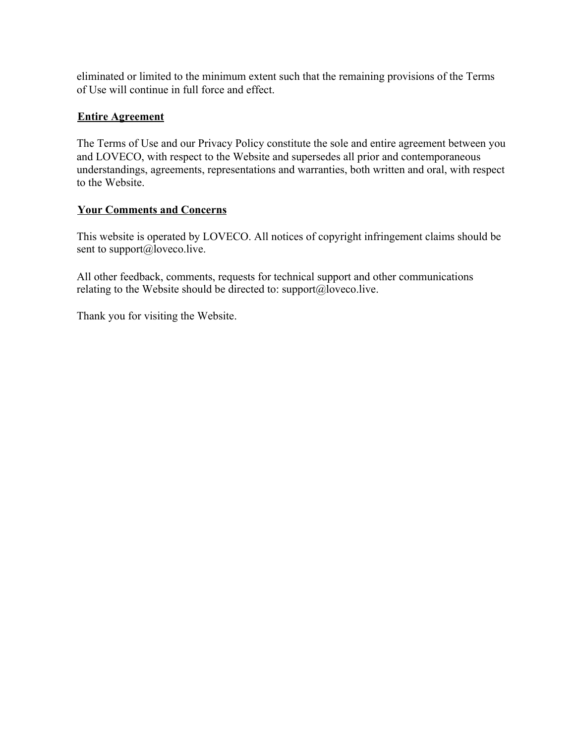eliminated or limited to the minimum extent such that the remaining provisions of the Terms of Use will continue in full force and effect.

## Entire Agreement

The Terms of Use and our Privacy Policy constitute the sole and entire agreement between you and LOVECO, with respect to the Website and supersedes all prior and contemporaneous understandings, agreements, representations and warranties, both written and oral, with respect to the Website.

## Your Comments and Concerns

This website is operated by LOVECO. All notices of copyright infringement claims should be sent to support@loveco.live.

All other feedback, comments, requests for technical support and other communications relating to the Website should be directed to: support@loveco.live.

Thank you for visiting the Website.